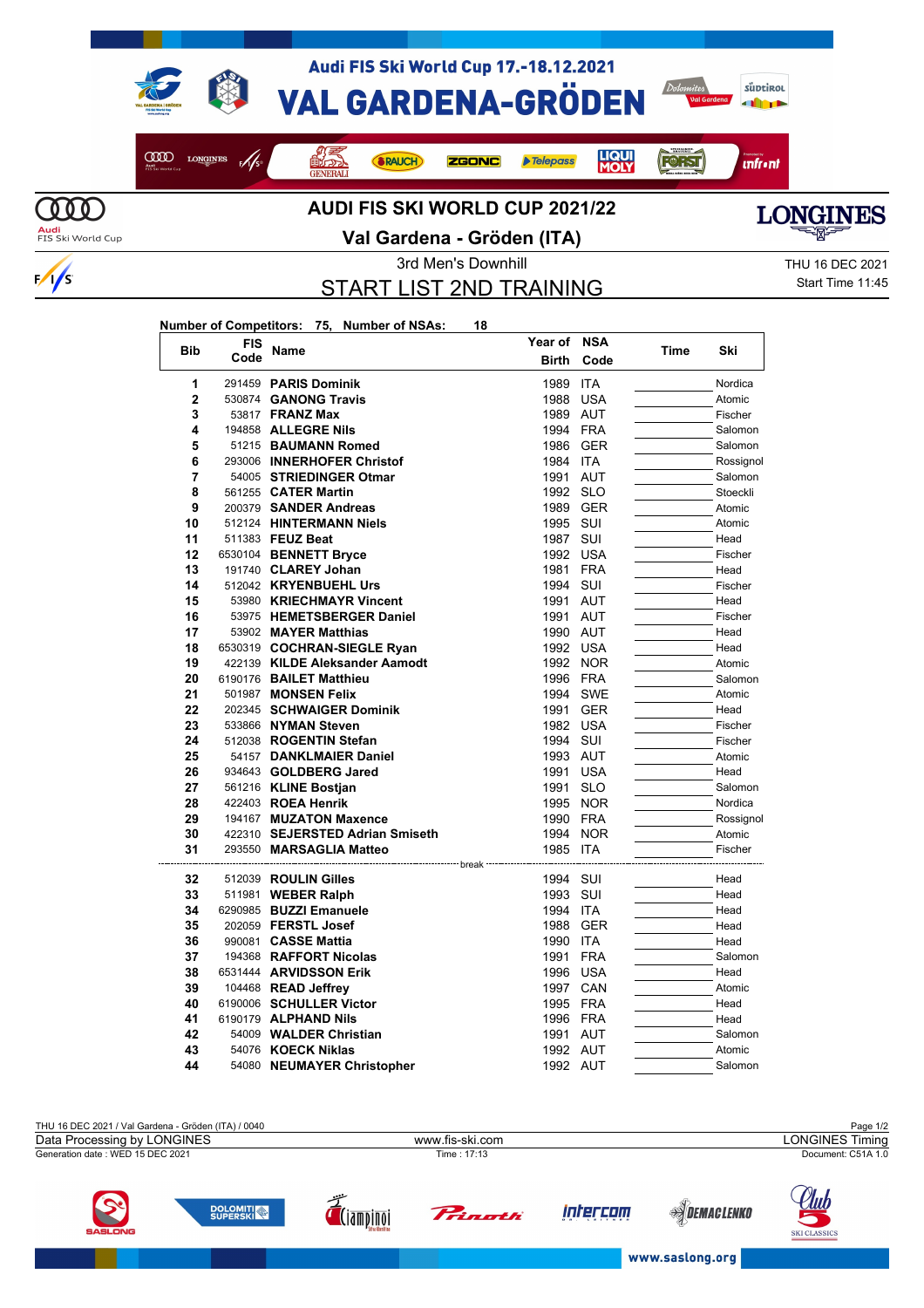# Audi FIS Ski World Cup 17.-18.12.2021

# VAL GARDENA-GRÖDEN

## AUDI FIS SKI WORLD CUP 2021/22

## Val Gardena - Gröden (ITA)

3rd Men's Downhill

THU 16 DEC 2021

## START LIST 2ND TRAINING

Start Time 11:45

**Number of Competitors: 75, Number of NSAs: 18**

| Bib | FIS Code | Name | Year of Birth | NSA Code | Time | Ski |
|---|---|---|---|---|---|---|
| 1 | 291459 | **PARIS Dominik** | 1989 | ITA | | Nordica |
| 2 | 530874 | **GANONG Travis** | 1988 | USA | | Atomic |
| 3 | 53817 | **FRANZ Max** | 1989 | AUT | | Fischer |
| 4 | 194858 | **ALLEGRE Nils** | 1994 | FRA | | Salomon |
| 5 | 51215 | **BAUMANN Romed** | 1986 | GER | | Salomon |
| 6 | 293006 | **INNERHOFER Christof** | 1984 | ITA | | Rossignol |
| 7 | 54005 | **STRIEDINGER Otmar** | 1991 | AUT | | Salomon |
| 8 | 561255 | **CATER Martin** | 1992 | SLO | | Stoeckli |
| 9 | 200379 | **SANDER Andreas** | 1989 | GER | | Atomic |
| 10 | 512124 | **HINTERMANN Niels** | 1995 | SUI | | Atomic |
| 11 | 511383 | **FEUZ Beat** | 1987 | SUI | | Head |
| 12 | 6530104 | **BENNETT Bryce** | 1992 | USA | | Fischer |
| 13 | 191740 | **CLAREY Johan** | 1981 | FRA | | Head |
| 14 | 512042 | **KRYENBUEHL Urs** | 1994 | SUI | | Fischer |
| 15 | 53980 | **KRIECHMAYR Vincent** | 1991 | AUT | | Head |
| 16 | 53975 | **HEMETSBERGER Daniel** | 1991 | AUT | | Fischer |
| 17 | 53902 | **MAYER Matthias** | 1990 | AUT | | Head |
| 18 | 6530319 | **COCHRAN-SIEGLE Ryan** | 1992 | USA | | Head |
| 19 | 422139 | **KILDE Aleksander Aamodt** | 1992 | NOR | | Atomic |
| 20 | 6190176 | **BAILET Matthieu** | 1996 | FRA | | Salomon |
| 21 | 501987 | **MONSEN Felix** | 1994 | SWE | | Atomic |
| 22 | 202345 | **SCHWAIGER Dominik** | 1991 | GER | | Head |
| 23 | 533866 | **NYMAN Steven** | 1982 | USA | | Fischer |
| 24 | 512038 | **ROGENTIN Stefan** | 1994 | SUI | | Fischer |
| 25 | 54157 | **DANKLMAIER Daniel** | 1993 | AUT | | Atomic |
| 26 | 934643 | **GOLDBERG Jared** | 1991 | USA | | Head |
| 27 | 561216 | **KLINE Bostjan** | 1991 | SLO | | Salomon |
| 28 | 422403 | **ROEA Henrik** | 1995 | NOR | | Nordica |
| 29 | 194167 | **MUZATON Maxence** | 1990 | FRA | | Rossignol |
| 30 | 422310 | **SEJERSTED Adrian Smiseth** | 1994 | NOR | | Atomic |
| 31 | 293550 | **MARSAGLIA Matteo** | 1985 | ITA | | Fischer |
| | | break | | | | |
| 32 | 512039 | **ROULIN Gilles** | 1994 | SUI | | Head |
| 33 | 511981 | **WEBER Ralph** | 1993 | SUI | | Head |
| 34 | 6290985 | **BUZZI Emanuele** | 1994 | ITA | | Head |
| 35 | 202059 | **FERSTL Josef** | 1988 | GER | | Head |
| 36 | 990081 | **CASSE Mattia** | 1990 | ITA | | Head |
| 37 | 194368 | **RAFFORT Nicolas** | 1991 | FRA | | Salomon |
| 38 | 6531444 | **ARVIDSSON Erik** | 1996 | USA | | Head |
| 39 | 104468 | **READ Jeffrey** | 1997 | CAN | | Atomic |
| 40 | 6190006 | **SCHULLER Victor** | 1995 | FRA | | Head |
| 41 | 6190179 | **ALPHAND Nils** | 1996 | FRA | | Head |
| 42 | 54009 | **WALDER Christian** | 1991 | AUT | | Salomon |
| 43 | 54076 | **KOECK Niklas** | 1992 | AUT | | Atomic |
| 44 | 54080 | **NEUMAYER Christopher** | 1992 | AUT | | Salomon |

THU 16 DEC 2021 / Val Gardena - Gröden (ITA) / 0040

Data Processing by LONGINES — www.fis-ski.com — LONGINES Timing

Generation date : WED 15 DEC 2021 — Time : 17:13 — Document: C51A 1.0

www.saslong.org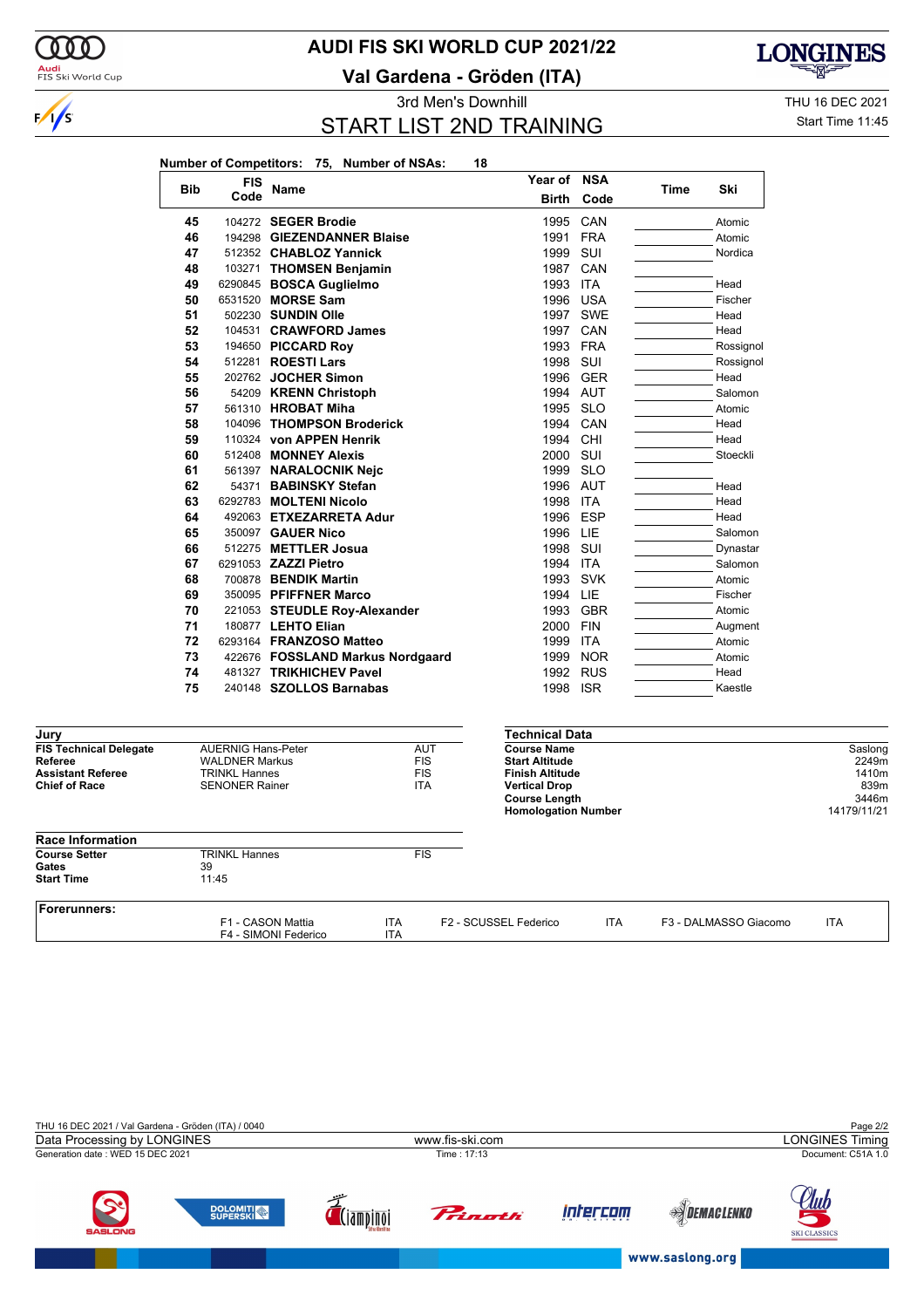# AUDI FIS SKI WORLD CUP 2021/22

## Val Gardena - Gröden (ITA)

### 3rd Men's Downhill

### START LIST 2ND TRAINING

THU 16 DEC 2021
Start Time 11:45

**Number of Competitors: 75, Number of NSAs: 18**

| Bib | FIS Code | Name | Year of Birth | NSA Code | Time | Ski |
|---|---|---|---|---|---|---|
| 45 | 104272 | **SEGER Brodie** | 1995 | CAN | | Atomic |
| 46 | 194298 | **GIEZENDANNER Blaise** | 1991 | FRA | | Atomic |
| 47 | 512352 | **CHABLOZ Yannick** | 1999 | SUI | | Nordica |
| 48 | 103271 | **THOMSEN Benjamin** | 1987 | CAN | | |
| 49 | 6290845 | **BOSCA Guglielmo** | 1993 | ITA | | Head |
| 50 | 6531520 | **MORSE Sam** | 1996 | USA | | Fischer |
| 51 | 502230 | **SUNDIN Olle** | 1997 | SWE | | Head |
| 52 | 104531 | **CRAWFORD James** | 1997 | CAN | | Head |
| 53 | 194650 | **PICCARD Roy** | 1993 | FRA | | Rossignol |
| 54 | 512281 | **ROESTI Lars** | 1998 | SUI | | Rossignol |
| 55 | 202762 | **JOCHER Simon** | 1996 | GER | | Head |
| 56 | 54209 | **KRENN Christoph** | 1994 | AUT | | Salomon |
| 57 | 561310 | **HROBAT Miha** | 1995 | SLO | | Atomic |
| 58 | 104096 | **THOMPSON Broderick** | 1994 | CAN | | Head |
| 59 | 110324 | **von APPEN Henrik** | 1994 | CHI | | Head |
| 60 | 512408 | **MONNEY Alexis** | 2000 | SUI | | Stoeckli |
| 61 | 561397 | **NARALOCNIK Nejc** | 1999 | SLO | | |
| 62 | 54371 | **BABINSKY Stefan** | 1996 | AUT | | Head |
| 63 | 6292783 | **MOLTENI Nicolo** | 1998 | ITA | | Head |
| 64 | 492063 | **ETXEZARRETA Adur** | 1996 | ESP | | Head |
| 65 | 350097 | **GAUER Nico** | 1996 | LIE | | Salomon |
| 66 | 512275 | **METTLER Josua** | 1998 | SUI | | Dynastar |
| 67 | 6291053 | **ZAZZI Pietro** | 1994 | ITA | | Salomon |
| 68 | 700878 | **BENDIK Martin** | 1993 | SVK | | Atomic |
| 69 | 350095 | **PFIFFNER Marco** | 1994 | LIE | | Fischer |
| 70 | 221053 | **STEUDLE Roy-Alexander** | 1993 | GBR | | Atomic |
| 71 | 180877 | **LEHTO Elian** | 2000 | FIN | | Augment |
| 72 | 6293164 | **FRANZOSO Matteo** | 1999 | ITA | | Atomic |
| 73 | 422676 | **FOSSLAND Markus Nordgaard** | 1999 | NOR | | Atomic |
| 74 | 481327 | **TRIKHICHEV Pavel** | 1992 | RUS | | Head |
| 75 | 240148 | **SZOLLOS Barnabas** | 1998 | ISR | | Kaestle |

**Jury**

| | | |
|---|---|---|
| **FIS Technical Delegate** | AUERNIG Hans-Peter | AUT |
| **Referee** | WALDNER Markus | FIS |
| **Assistant Referee** | TRINKL Hannes | FIS |
| **Chief of Race** | SENONER Rainer | ITA |

**Technical Data**

| | |
|---|---|
| **Course Name** | Saslong |
| **Start Altitude** | 2249m |
| **Finish Altitude** | 1410m |
| **Vertical Drop** | 839m |
| **Course Length** | 3446m |
| **Homologation Number** | 14179/11/21 |

**Race Information**

| | | |
|---|---|---|
| **Course Setter** | TRINKL Hannes | FIS |
| **Gates** | 39 | |
| **Start Time** | 11:45 | |

**Forerunners:**

F1 - CASON Mattia ITA
F2 - SCUSSEL Federico ITA
F3 - DALMASSO Giacomo ITA
F4 - SIMONI Federico ITA

THU 16 DEC 2021 / Val Gardena - Gröden (ITA) / 0040

Data Processing by LONGINES | www.fis-ski.com | LONGINES Timing

Generation date : WED 15 DEC 2021 | Time : 17:13 | Document: C51A 1.0

www.saslong.org